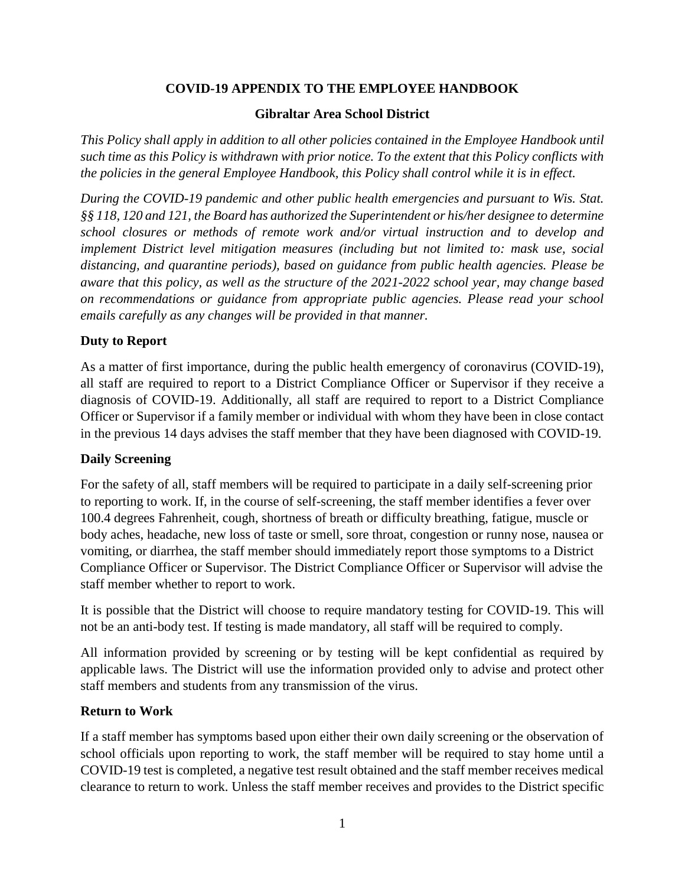**COVID-19 APPENDIX TO THE EMPLOYEE HANDBOOK**

**Gibraltar Area School District**

*This Policy shall apply in addition to all other policies contained in the Employee Handbook until such time as this Policy is withdrawn with prior notice. To the extent that this Policy conflicts with the policies in the general Employee Handbook, this Policy shall control while it is in effect.*

*During the COVID-19 pandemic and other public health emergencies and pursuant to Wis. Stat. §§ 118, 120 and 121, the Board has authorized the Superintendent or his/her designee to determine school closures or methods of remote work and/or virtual instruction and to develop and implement District level mitigation measures (including but not limited to: mask use, social distancing, and quarantine periods), based on guidance from public health agencies. Please be aware that this policy, as well as the structure of the 2021-2022 school year, may change based on recommendations or guidance from appropriate public agencies. Please read your school emails carefully as any changes will be provided in that manner.*

**Duty to Report**

As a matter of first importance, during the public health emergency of coronavirus (COVID-19), all staff are required to report to a District Compliance Officer or Supervisor if they receive a diagnosis of COVID-19. Additionally, all staff are required to report to a District Compliance Officer or Supervisor if a family member or individual with whom they have been in close contact in the previous 14 days advises the staff member that they have been diagnosed with COVID-19.

**Daily Screening**

For the safety of all, staff members will be required to participate in a daily self-screening prior to reporting to work. If, in the course of self-screening, the staff member identifies a fever over 100.4 degrees Fahrenheit, cough, shortness of breath or difficulty breathing, fatigue, muscle or body aches, headache, new loss of taste or smell, sore throat, congestion or runny nose, nausea or vomiting, or diarrhea, the staff member should immediately report those symptoms to a District Compliance Officer or Supervisor. The District Compliance Officer or Supervisor will advise the staff member whether to report to work.

It is possible that the District will choose to require mandatory testing for COVID-19. This will not be an anti-body test. If testing is made mandatory, all staff will be required to comply.

All information provided by screening or by testing will be kept confidential as required by applicable laws. The District will use the information provided only to advise and protect other staff members and students from any transmission of the virus.

**Return to Work**

If a staff member has symptoms based upon either their own daily screening or the observation of school officials upon reporting to work, the staff member will be required to stay home until a COVID-19 test is completed, a negative test result obtained and the staff member receives medical clearance to return to work. Unless the staff member receives and provides to the District specific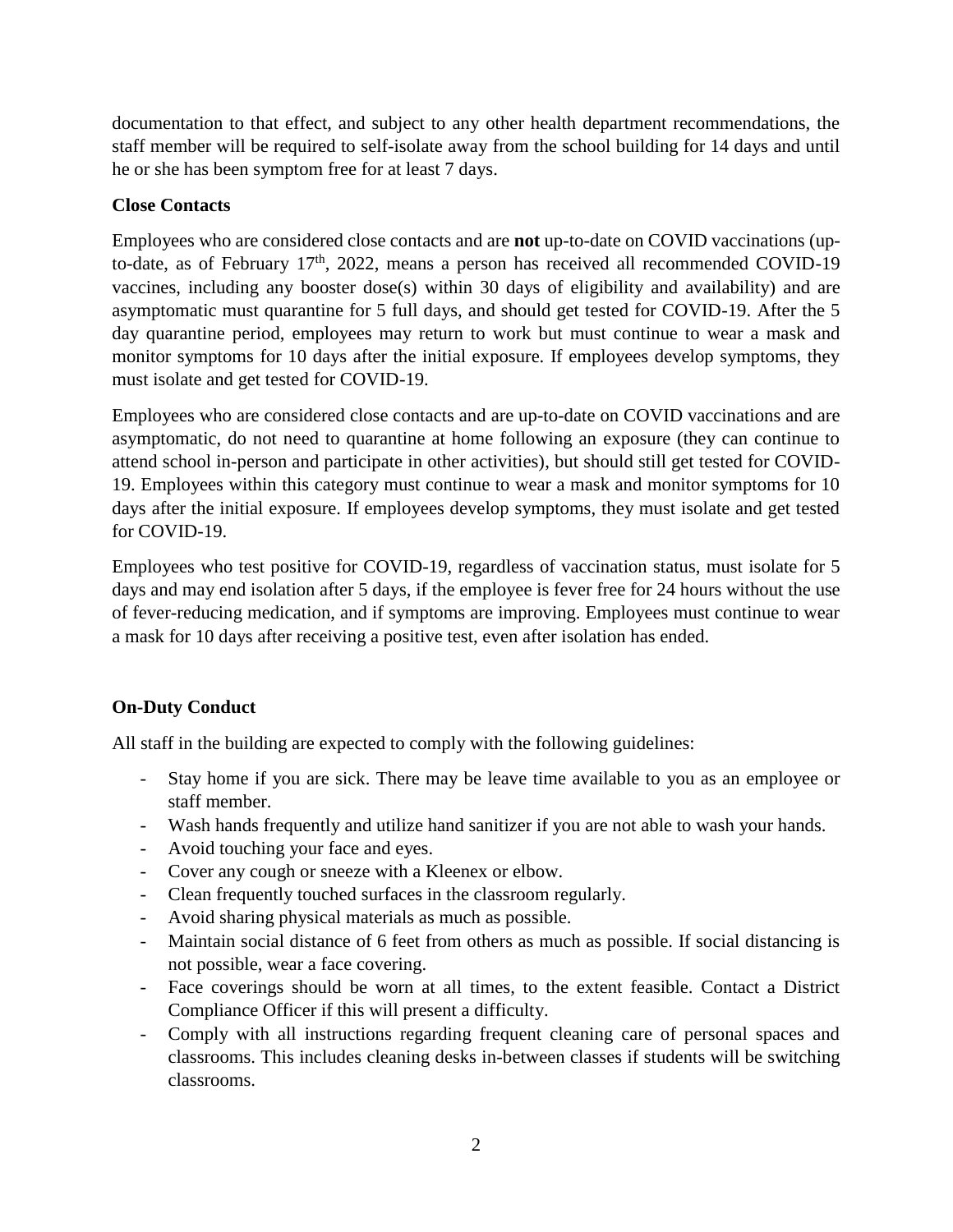documentation to that effect, and subject to any other health department recommendations, the staff member will be required to self-isolate away from the school building for 14 days and until he or she has been symptom free for at least 7 days.

**Close Contacts**

Employees who are considered close contacts and are **not** up-to-date on COVID vaccinations (up-to-date, as of February 17th, 2022, means a person has received all recommended COVID-19 vaccines, including any booster dose(s) within 30 days of eligibility and availability) and are asymptomatic must quarantine for 5 full days, and should get tested for COVID-19. After the 5 day quarantine period, employees may return to work but must continue to wear a mask and monitor symptoms for 10 days after the initial exposure. If employees develop symptoms, they must isolate and get tested for COVID-19.

Employees who are considered close contacts and are up-to-date on COVID vaccinations and are asymptomatic, do not need to quarantine at home following an exposure (they can continue to attend school in-person and participate in other activities), but should still get tested for COVID-19. Employees within this category must continue to wear a mask and monitor symptoms for 10 days after the initial exposure. If employees develop symptoms, they must isolate and get tested for COVID-19.

Employees who test positive for COVID-19, regardless of vaccination status, must isolate for 5 days and may end isolation after 5 days, if the employee is fever free for 24 hours without the use of fever-reducing medication, and if symptoms are improving. Employees must continue to wear a mask for 10 days after receiving a positive test, even after isolation has ended.

**On-Duty Conduct**

All staff in the building are expected to comply with the following guidelines:

- Stay home if you are sick. There may be leave time available to you as an employee or staff member.
- Wash hands frequently and utilize hand sanitizer if you are not able to wash your hands.
- Avoid touching your face and eyes.
- Cover any cough or sneeze with a Kleenex or elbow.
- Clean frequently touched surfaces in the classroom regularly.
- Avoid sharing physical materials as much as possible.
- Maintain social distance of 6 feet from others as much as possible. If social distancing is not possible, wear a face covering.
- Face coverings should be worn at all times, to the extent feasible. Contact a District Compliance Officer if this will present a difficulty.
- Comply with all instructions regarding frequent cleaning care of personal spaces and classrooms. This includes cleaning desks in-between classes if students will be switching classrooms.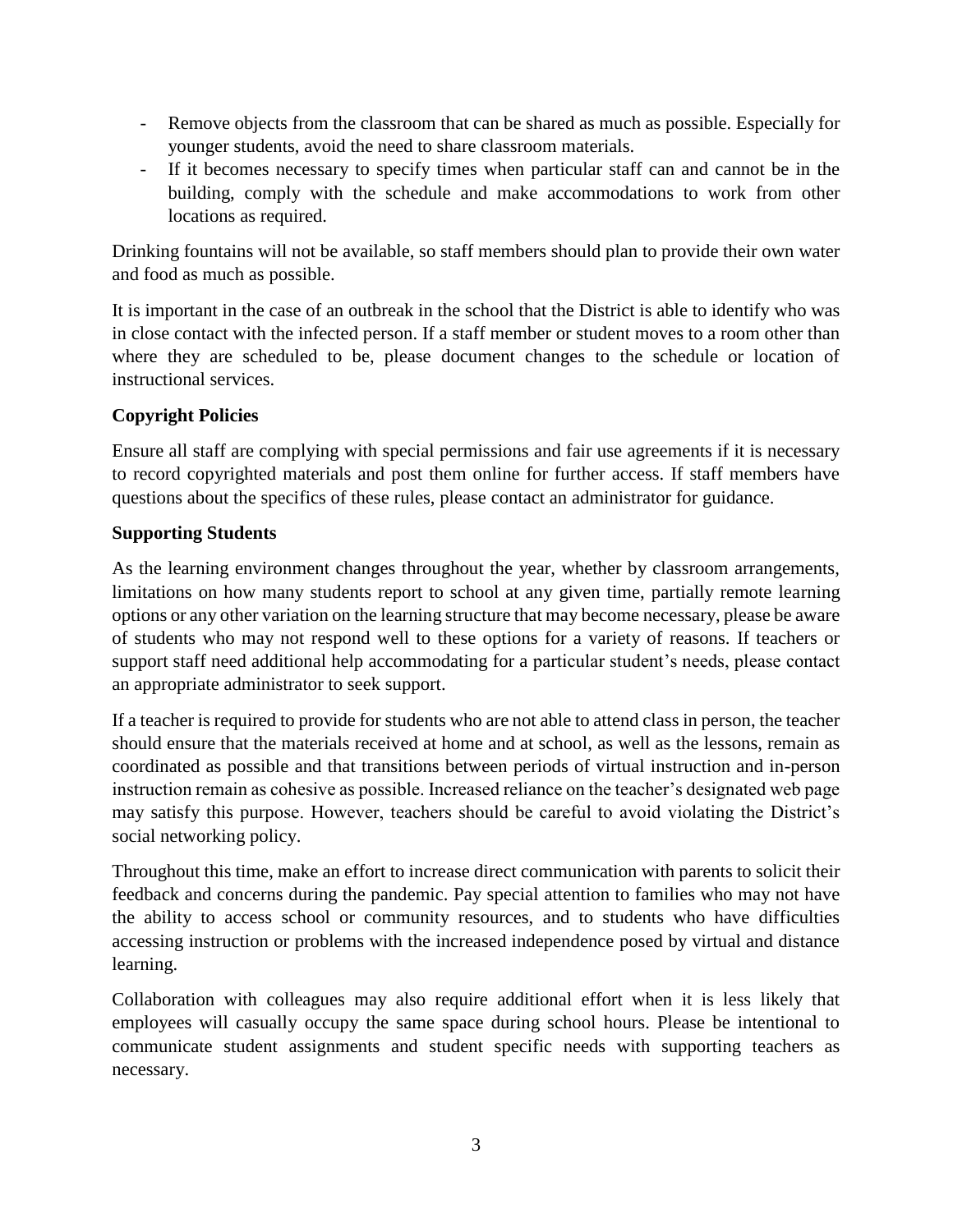- Remove objects from the classroom that can be shared as much as possible. Especially for younger students, avoid the need to share classroom materials.
- If it becomes necessary to specify times when particular staff can and cannot be in the building, comply with the schedule and make accommodations to work from other locations as required.

Drinking fountains will not be available, so staff members should plan to provide their own water and food as much as possible.

It is important in the case of an outbreak in the school that the District is able to identify who was in close contact with the infected person. If a staff member or student moves to a room other than where they are scheduled to be, please document changes to the schedule or location of instructional services.

**Copyright Policies**

Ensure all staff are complying with special permissions and fair use agreements if it is necessary to record copyrighted materials and post them online for further access. If staff members have questions about the specifics of these rules, please contact an administrator for guidance.

**Supporting Students**

As the learning environment changes throughout the year, whether by classroom arrangements, limitations on how many students report to school at any given time, partially remote learning options or any other variation on the learning structure that may become necessary, please be aware of students who may not respond well to these options for a variety of reasons. If teachers or support staff need additional help accommodating for a particular student's needs, please contact an appropriate administrator to seek support.

If a teacher is required to provide for students who are not able to attend class in person, the teacher should ensure that the materials received at home and at school, as well as the lessons, remain as coordinated as possible and that transitions between periods of virtual instruction and in-person instruction remain as cohesive as possible. Increased reliance on the teacher's designated web page may satisfy this purpose. However, teachers should be careful to avoid violating the District's social networking policy.

Throughout this time, make an effort to increase direct communication with parents to solicit their feedback and concerns during the pandemic. Pay special attention to families who may not have the ability to access school or community resources, and to students who have difficulties accessing instruction or problems with the increased independence posed by virtual and distance learning.

Collaboration with colleagues may also require additional effort when it is less likely that employees will casually occupy the same space during school hours. Please be intentional to communicate student assignments and student specific needs with supporting teachers as necessary.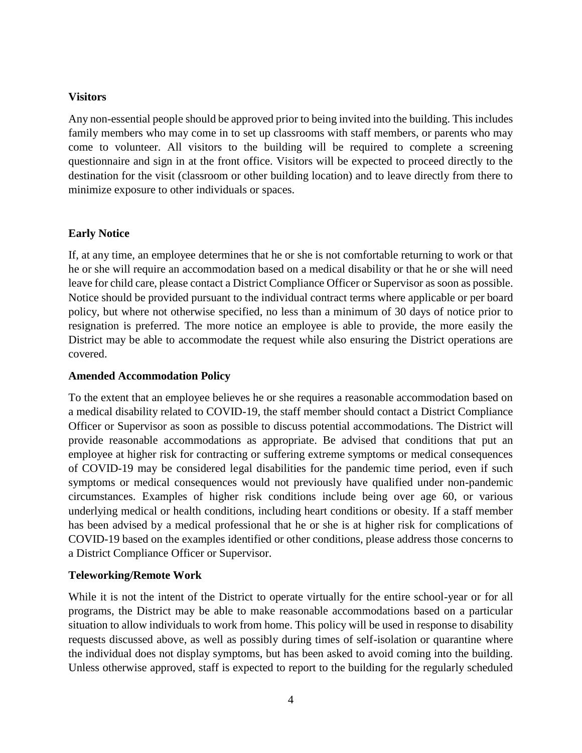**Visitors**

Any non-essential people should be approved prior to being invited into the building. This includes family members who may come in to set up classrooms with staff members, or parents who may come to volunteer. All visitors to the building will be required to complete a screening questionnaire and sign in at the front office. Visitors will be expected to proceed directly to the destination for the visit (classroom or other building location) and to leave directly from there to minimize exposure to other individuals or spaces.

**Early Notice**

If, at any time, an employee determines that he or she is not comfortable returning to work or that he or she will require an accommodation based on a medical disability or that he or she will need leave for child care, please contact a District Compliance Officer or Supervisor as soon as possible. Notice should be provided pursuant to the individual contract terms where applicable or per board policy, but where not otherwise specified, no less than a minimum of 30 days of notice prior to resignation is preferred. The more notice an employee is able to provide, the more easily the District may be able to accommodate the request while also ensuring the District operations are covered.

**Amended Accommodation Policy**

To the extent that an employee believes he or she requires a reasonable accommodation based on a medical disability related to COVID-19, the staff member should contact a District Compliance Officer or Supervisor as soon as possible to discuss potential accommodations. The District will provide reasonable accommodations as appropriate. Be advised that conditions that put an employee at higher risk for contracting or suffering extreme symptoms or medical consequences of COVID-19 may be considered legal disabilities for the pandemic time period, even if such symptoms or medical consequences would not previously have qualified under non-pandemic circumstances. Examples of higher risk conditions include being over age 60, or various underlying medical or health conditions, including heart conditions or obesity. If a staff member has been advised by a medical professional that he or she is at higher risk for complications of COVID-19 based on the examples identified or other conditions, please address those concerns to a District Compliance Officer or Supervisor.

**Teleworking/Remote Work**

While it is not the intent of the District to operate virtually for the entire school-year or for all programs, the District may be able to make reasonable accommodations based on a particular situation to allow individuals to work from home. This policy will be used in response to disability requests discussed above, as well as possibly during times of self-isolation or quarantine where the individual does not display symptoms, but has been asked to avoid coming into the building. Unless otherwise approved, staff is expected to report to the building for the regularly scheduled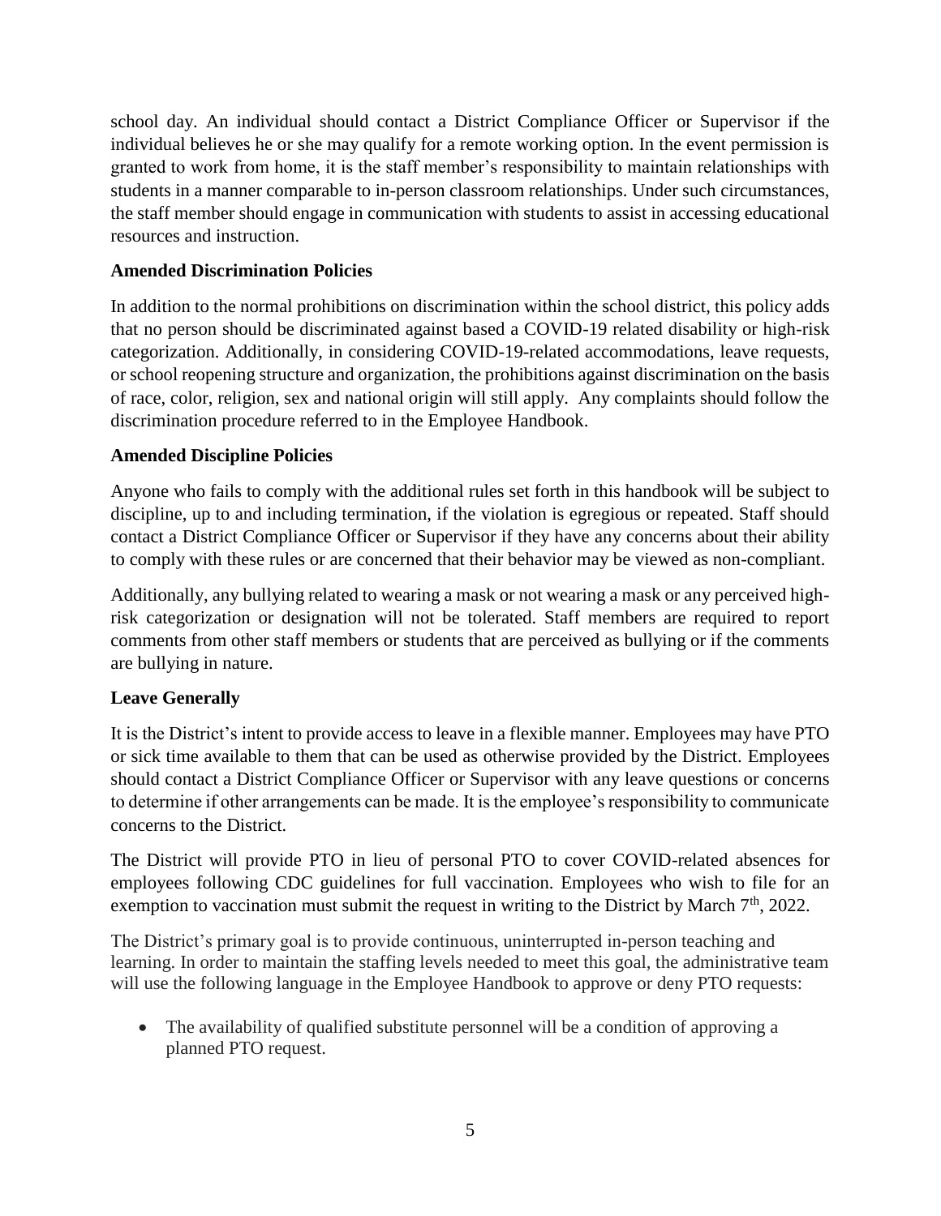school day. An individual should contact a District Compliance Officer or Supervisor if the individual believes he or she may qualify for a remote working option. In the event permission is granted to work from home, it is the staff member's responsibility to maintain relationships with students in a manner comparable to in-person classroom relationships. Under such circumstances, the staff member should engage in communication with students to assist in accessing educational resources and instruction.

**Amended Discrimination Policies**

In addition to the normal prohibitions on discrimination within the school district, this policy adds that no person should be discriminated against based a COVID-19 related disability or high-risk categorization. Additionally, in considering COVID-19-related accommodations, leave requests, or school reopening structure and organization, the prohibitions against discrimination on the basis of race, color, religion, sex and national origin will still apply. Any complaints should follow the discrimination procedure referred to in the Employee Handbook.

**Amended Discipline Policies**

Anyone who fails to comply with the additional rules set forth in this handbook will be subject to discipline, up to and including termination, if the violation is egregious or repeated. Staff should contact a District Compliance Officer or Supervisor if they have any concerns about their ability to comply with these rules or are concerned that their behavior may be viewed as non-compliant.

Additionally, any bullying related to wearing a mask or not wearing a mask or any perceived high-risk categorization or designation will not be tolerated. Staff members are required to report comments from other staff members or students that are perceived as bullying or if the comments are bullying in nature.

**Leave Generally**

It is the District's intent to provide access to leave in a flexible manner. Employees may have PTO or sick time available to them that can be used as otherwise provided by the District. Employees should contact a District Compliance Officer or Supervisor with any leave questions or concerns to determine if other arrangements can be made. It is the employee's responsibility to communicate concerns to the District.

The District will provide PTO in lieu of personal PTO to cover COVID-related absences for employees following CDC guidelines for full vaccination. Employees who wish to file for an exemption to vaccination must submit the request in writing to the District by March 7th, 2022.

The District's primary goal is to provide continuous, uninterrupted in-person teaching and learning. In order to maintain the staffing levels needed to meet this goal, the administrative team will use the following language in the Employee Handbook to approve or deny PTO requests:

- The availability of qualified substitute personnel will be a condition of approving a planned PTO request.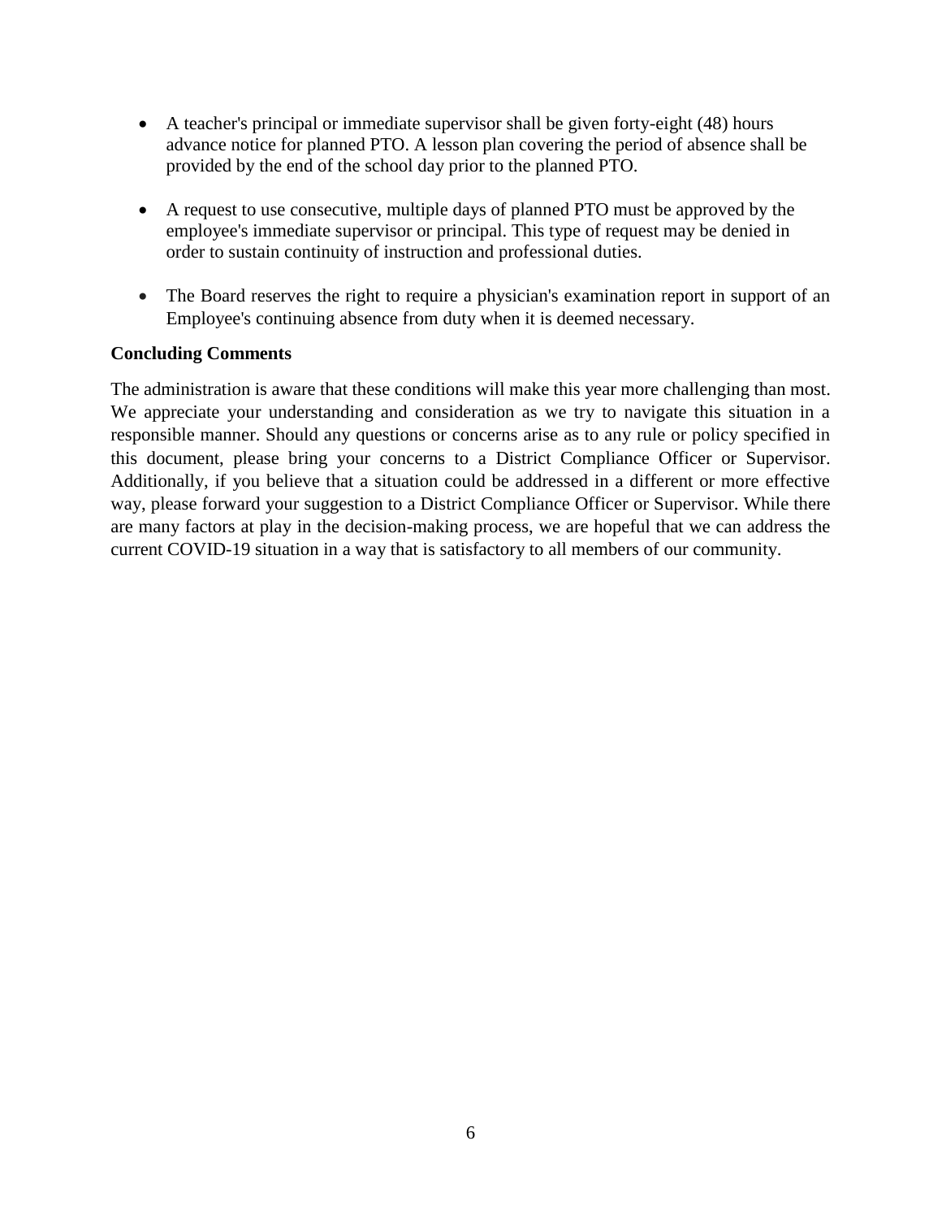- A teacher's principal or immediate supervisor shall be given forty-eight (48) hours advance notice for planned PTO. A lesson plan covering the period of absence shall be provided by the end of the school day prior to the planned PTO.

- A request to use consecutive, multiple days of planned PTO must be approved by the employee's immediate supervisor or principal. This type of request may be denied in order to sustain continuity of instruction and professional duties.

- The Board reserves the right to require a physician's examination report in support of an Employee's continuing absence from duty when it is deemed necessary.

**Concluding Comments**

The administration is aware that these conditions will make this year more challenging than most. We appreciate your understanding and consideration as we try to navigate this situation in a responsible manner. Should any questions or concerns arise as to any rule or policy specified in this document, please bring your concerns to a District Compliance Officer or Supervisor. Additionally, if you believe that a situation could be addressed in a different or more effective way, please forward your suggestion to a District Compliance Officer or Supervisor. While there are many factors at play in the decision-making process, we are hopeful that we can address the current COVID-19 situation in a way that is satisfactory to all members of our community.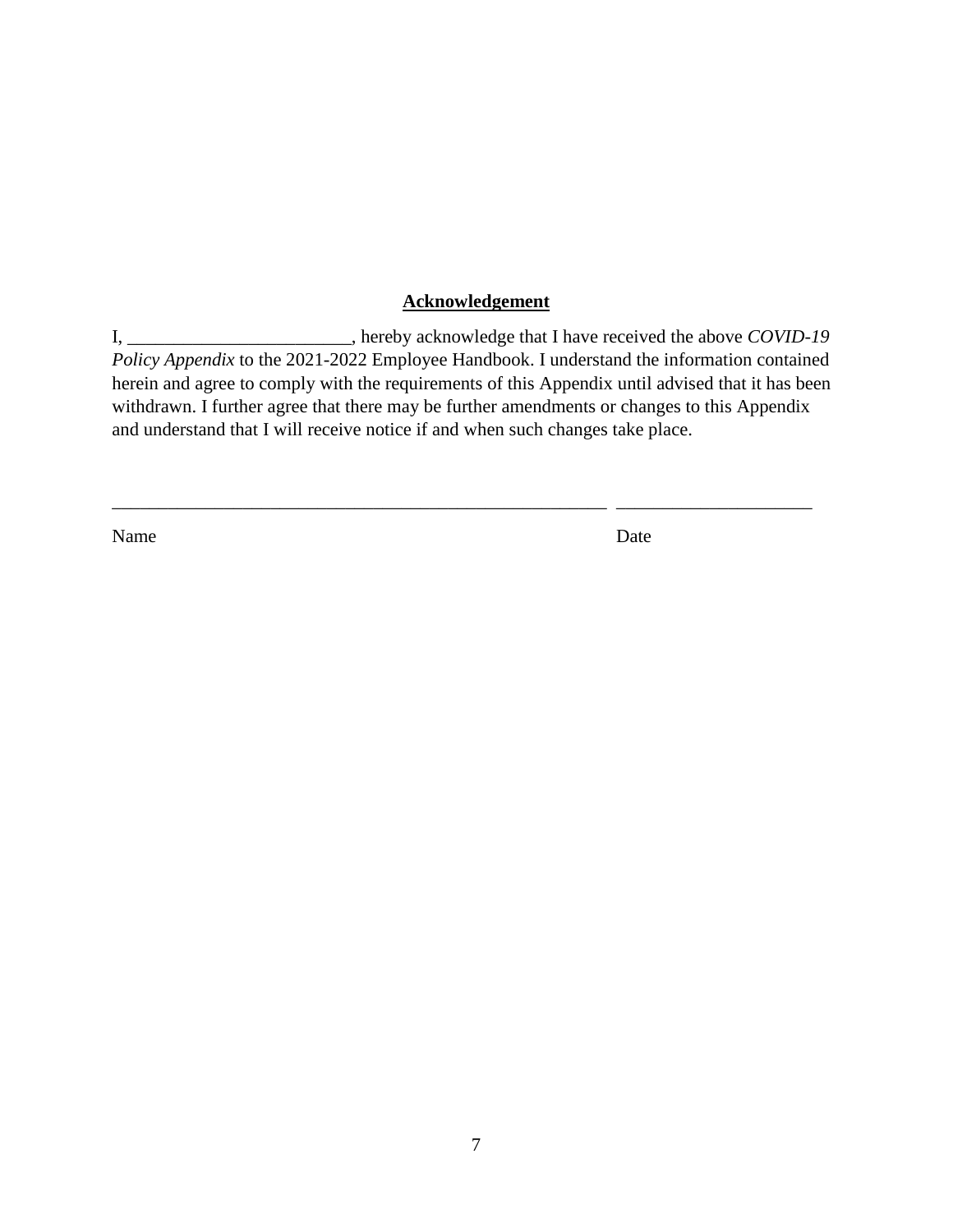**Acknowledgement**

I, ________________________, hereby acknowledge that I have received the above *COVID-19 Policy Appendix* to the 2021-2022 Employee Handbook. I understand the information contained herein and agree to comply with the requirements of this Appendix until advised that it has been withdrawn. I further agree that there may be further amendments or changes to this Appendix and understand that I will receive notice if and when such changes take place.

_______________________________________________________ _____________________

Name Date